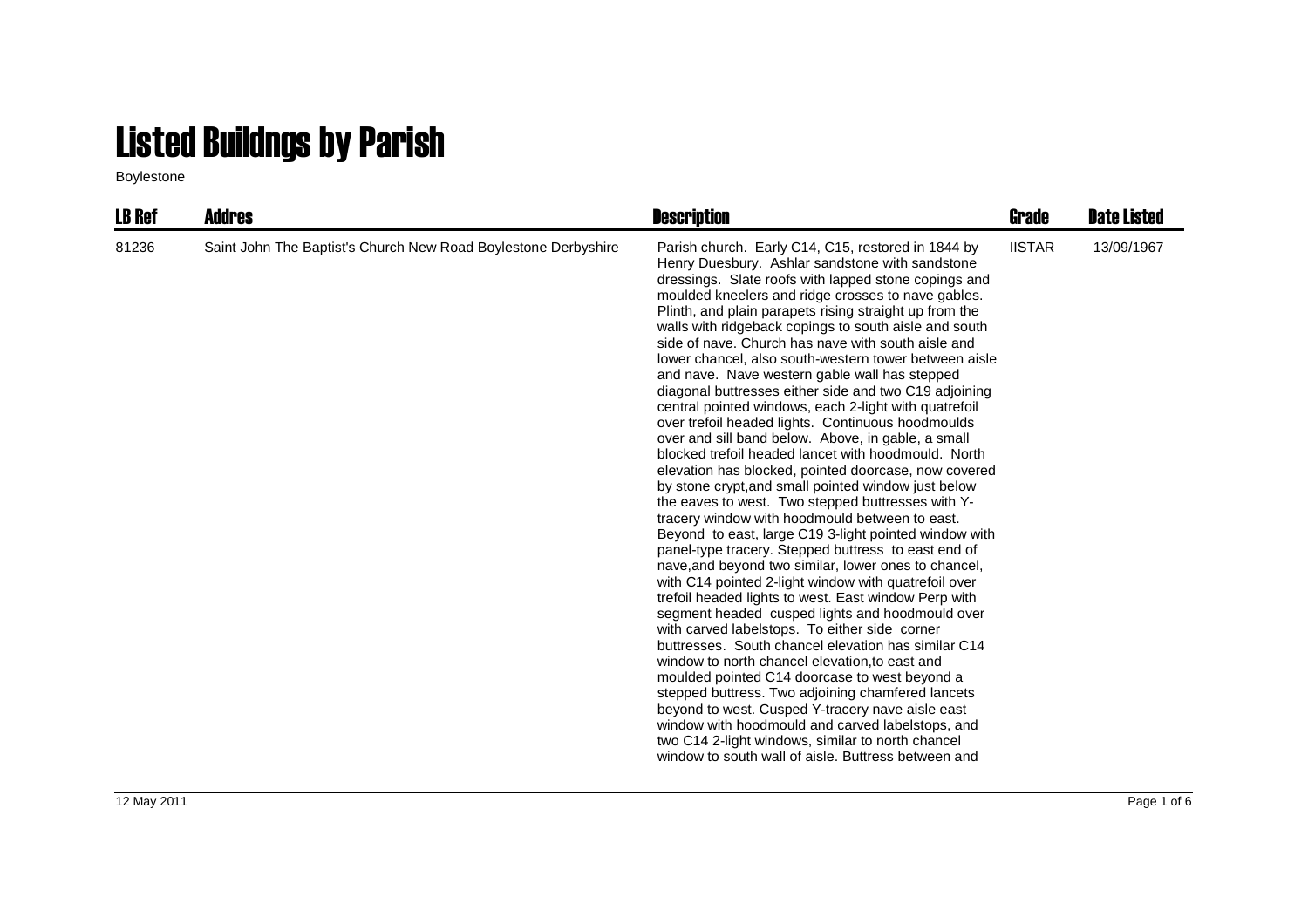# Listed Buildngs by Parish

Boylestone

| LB Ref | Addres | Description | Grade | Date Listed |
|---|---|---|---|---|
| 81236 | Saint John The Baptist's Church New Road Boylestone Derbyshire | Parish church. Early C14, C15, restored in 1844 by Henry Duesbury. Ashlar sandstone with sandstone dressings. Slate roofs with lapped stone copings and moulded kneelers and ridge crosses to nave gables. Plinth, and plain parapets rising straight up from the walls with ridgeback copings to south aisle and south side of nave. Church has nave with south aisle and lower chancel, also south-western tower between aisle and nave. Nave western gable wall has stepped diagonal buttresses either side and two C19 adjoining central pointed windows, each 2-light with quatrefoil over trefoil headed lights. Continuous hoodmoulds over and sill band below. Above, in gable, a small blocked trefoil headed lancet with hoodmould. North elevation has blocked, pointed doorcase, now covered by stone crypt,and small pointed window just below the eaves to west. Two stepped buttresses with Y-tracery window with hoodmould between to east. Beyond to east, large C19 3-light pointed window with panel-type tracery. Stepped buttress to east end of nave,and beyond two similar, lower ones to chancel, with C14 pointed 2-light window with quatrefoil over trefoil headed lights to west. East window Perp with segment headed cusped lights and hoodmould over with carved labelstops. To either side corner buttresses. South chancel elevation has similar C14 window to north chancel elevation,to east and moulded pointed C14 doorcase to west beyond a stepped buttress. Two adjoining chamfered lancets beyond to west. Cusped Y-tracery nave aisle east window with hoodmould and carved labelstops, and two C14 2-light windows, similar to north chancel window to south wall of aisle. Buttress between and | IISTAR | 13/09/1967 |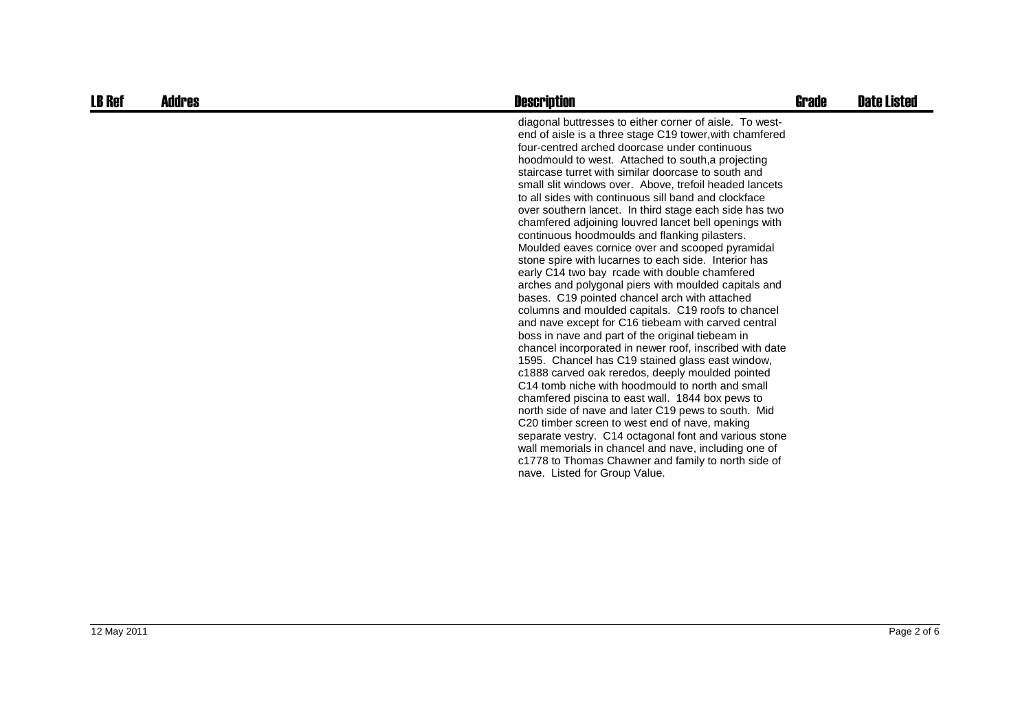| LB Ref | Addres | Description | Grade | Date Listed |
|---|---|---|---|---|
| | | diagonal buttresses to either corner of aisle. To west-end of aisle is a three stage C19 tower,with chamfered four-centred arched doorcase under continuous hoodmould to west. Attached to south,a projecting staircase turret with similar doorcase to south and small slit windows over. Above, trefoil headed lancets to all sides with continuous sill band and clockface over southern lancet. In third stage each side has two chamfered adjoining louvred lancet bell openings with continuous hoodmoulds and flanking pilasters. Moulded eaves cornice over and scooped pyramidal stone spire with lucarnes to each side. Interior has early C14 two bay rcade with double chamfered arches and polygonal piers with moulded capitals and bases. C19 pointed chancel arch with attached columns and moulded capitals. C19 roofs to chancel and nave except for C16 tiebeam with carved central boss in nave and part of the original tiebeam in chancel incorporated in newer roof, inscribed with date 1595. Chancel has C19 stained glass east window, c1888 carved oak reredos, deeply moulded pointed C14 tomb niche with hoodmould to north and small chamfered piscina to east wall. 1844 box pews to north side of nave and later C19 pews to south. Mid C20 timber screen to west end of nave, making separate vestry. C14 octagonal font and various stone wall memorials in chancel and nave, including one of c1778 to Thomas Chawner and family to north side of nave. Listed for Group Value. | | |

12 May 2011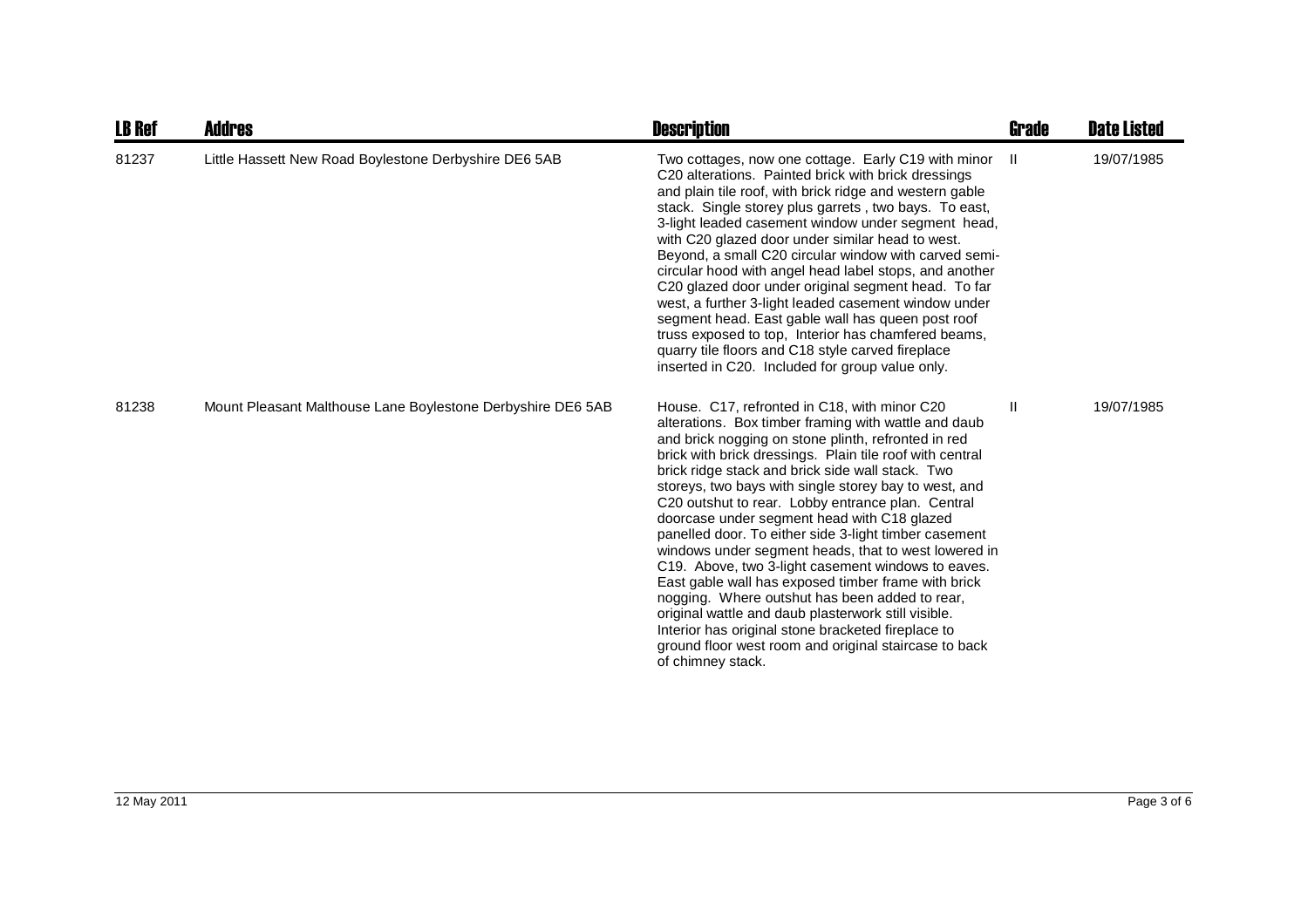| LB Ref | Addres | Description | Grade | Date Listed |
|---|---|---|---|---|
| 81237 | Little Hassett New Road Boylestone Derbyshire DE6 5AB | Two cottages, now one cottage. Early C19 with minor C20 alterations. Painted brick with brick dressings and plain tile roof, with brick ridge and western gable stack. Single storey plus garrets , two bays. To east, 3-light leaded casement window under segment head, with C20 glazed door under similar head to west. Beyond, a small C20 circular window with carved semi-circular hood with angel head label stops, and another C20 glazed door under original segment head. To far west, a further 3-light leaded casement window under segment head. East gable wall has queen post roof truss exposed to top, Interior has chamfered beams, quarry tile floors and C18 style carved fireplace inserted in C20. Included for group value only. | II | 19/07/1985 |
| 81238 | Mount Pleasant Malthouse Lane Boylestone Derbyshire DE6 5AB | House. C17, refronted in C18, with minor C20 alterations. Box timber framing with wattle and daub and brick nogging on stone plinth, refronted in red brick with brick dressings. Plain tile roof with central brick ridge stack and brick side wall stack. Two storeys, two bays with single storey bay to west, and C20 outshut to rear. Lobby entrance plan. Central doorcase under segment head with C18 glazed panelled door. To either side 3-light timber casement windows under segment heads, that to west lowered in C19. Above, two 3-light casement windows to eaves. East gable wall has exposed timber frame with brick nogging. Where outshut has been added to rear, original wattle and daub plasterwork still visible. Interior has original stone bracketed fireplace to ground floor west room and original staircase to back of chimney stack. | II | 19/07/1985 |

12 May 2011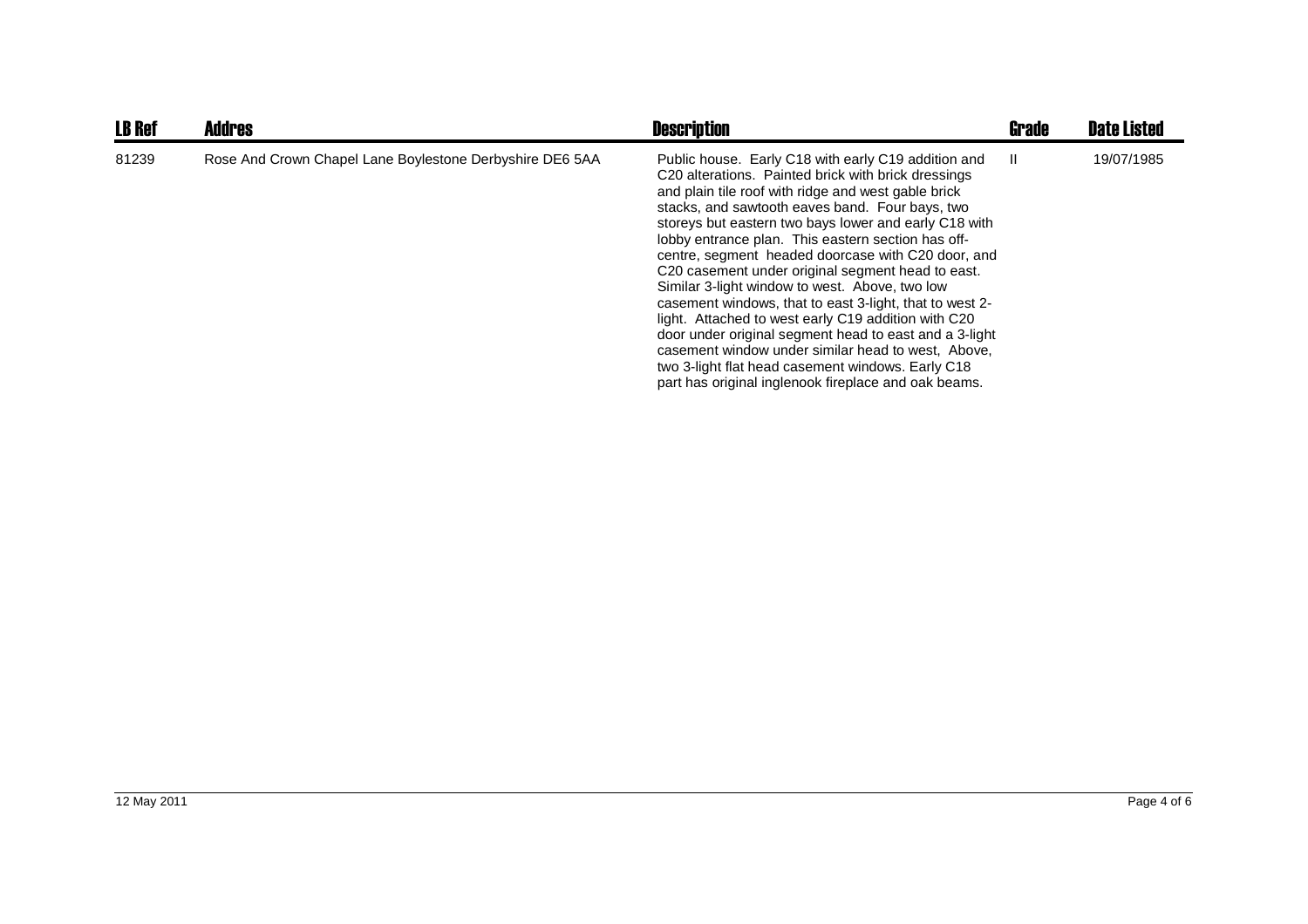| LB Ref | Addres | Description | Grade | Date Listed |
|---|---|---|---|---|
| 81239 | Rose And Crown Chapel Lane Boylestone Derbyshire DE6 5AA | Public house. Early C18 with early C19 addition and C20 alterations. Painted brick with brick dressings and plain tile roof with ridge and west gable brick stacks, and sawtooth eaves band. Four bays, two storeys but eastern two bays lower and early C18 with lobby entrance plan. This eastern section has off-centre, segment headed doorcase with C20 door, and C20 casement under original segment head to east. Similar 3-light window to west. Above, two low casement windows, that to east 3-light, that to west 2-light. Attached to west early C19 addition with C20 door under original segment head to east and a 3-light casement window under similar head to west, Above, two 3-light flat head casement windows. Early C18 part has original inglenook fireplace and oak beams. | II | 19/07/1985 |

12 May 2011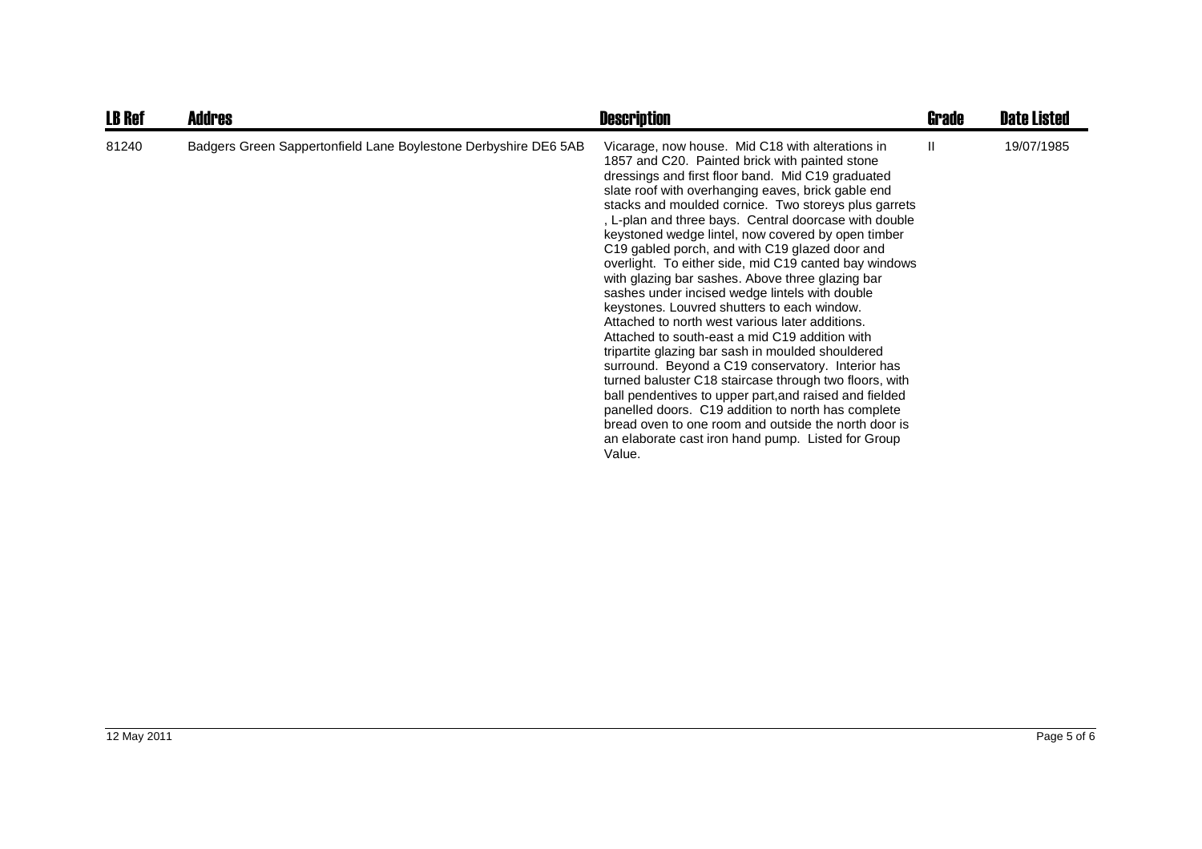| LB Ref | Addres | Description | Grade | Date Listed |
|---|---|---|---|---|
| 81240 | Badgers Green Sappertonfield Lane Boylestone Derbyshire DE6 5AB | Vicarage, now house. Mid C18 with alterations in 1857 and C20. Painted brick with painted stone dressings and first floor band. Mid C19 graduated slate roof with overhanging eaves, brick gable end stacks and moulded cornice. Two storeys plus garrets , L-plan and three bays. Central doorcase with double keystoned wedge lintel, now covered by open timber C19 gabled porch, and with C19 glazed door and overlight. To either side, mid C19 canted bay windows with glazing bar sashes. Above three glazing bar sashes under incised wedge lintels with double keystones. Louvred shutters to each window. Attached to north west various later additions. Attached to south-east a mid C19 addition with tripartite glazing bar sash in moulded shouldered surround. Beyond a C19 conservatory. Interior has turned baluster C18 staircase through two floors, with ball pendentives to upper part,and raised and fielded panelled doors. C19 addition to north has complete bread oven to one room and outside the north door is an elaborate cast iron hand pump. Listed for Group Value. | II | 19/07/1985 |

12 May 2011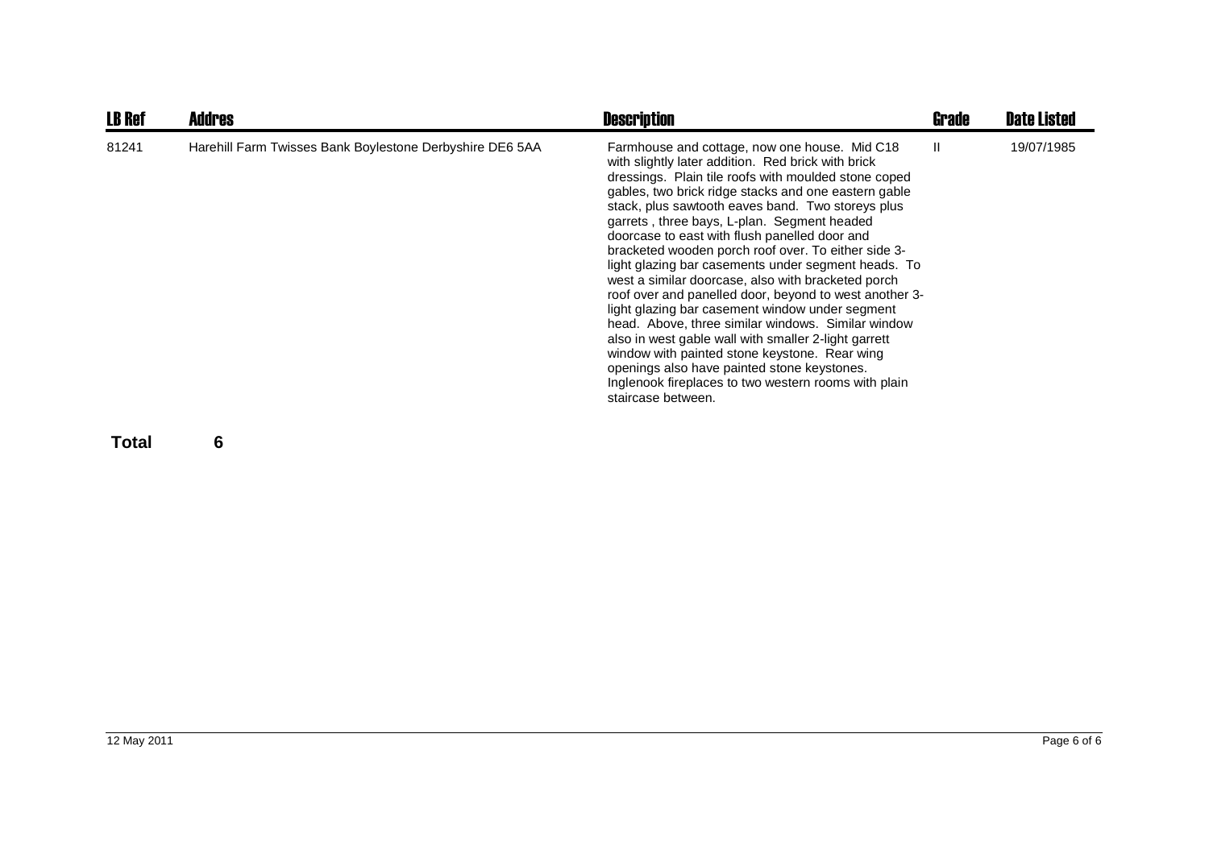| LB Ref | Addres | Description | Grade | Date Listed |
|---|---|---|---|---|
| 81241 | Harehill Farm Twisses Bank Boylestone Derbyshire DE6 5AA | Farmhouse and cottage, now one house. Mid C18 with slightly later addition. Red brick with brick dressings. Plain tile roofs with moulded stone coped gables, two brick ridge stacks and one eastern gable stack, plus sawtooth eaves band. Two storeys plus garrets , three bays, L-plan. Segment headed doorcase to east with flush panelled door and bracketed wooden porch roof over. To either side 3-light glazing bar casements under segment heads. To west a similar doorcase, also with bracketed porch roof over and panelled door, beyond to west another 3-light glazing bar casement window under segment head. Above, three similar windows. Similar window also in west gable wall with smaller 2-light garrett window with painted stone keystone. Rear wing openings also have painted stone keystones. Inglenook fireplaces to two western rooms with plain staircase between. | II | 19/07/1985 |

**Total** **6**